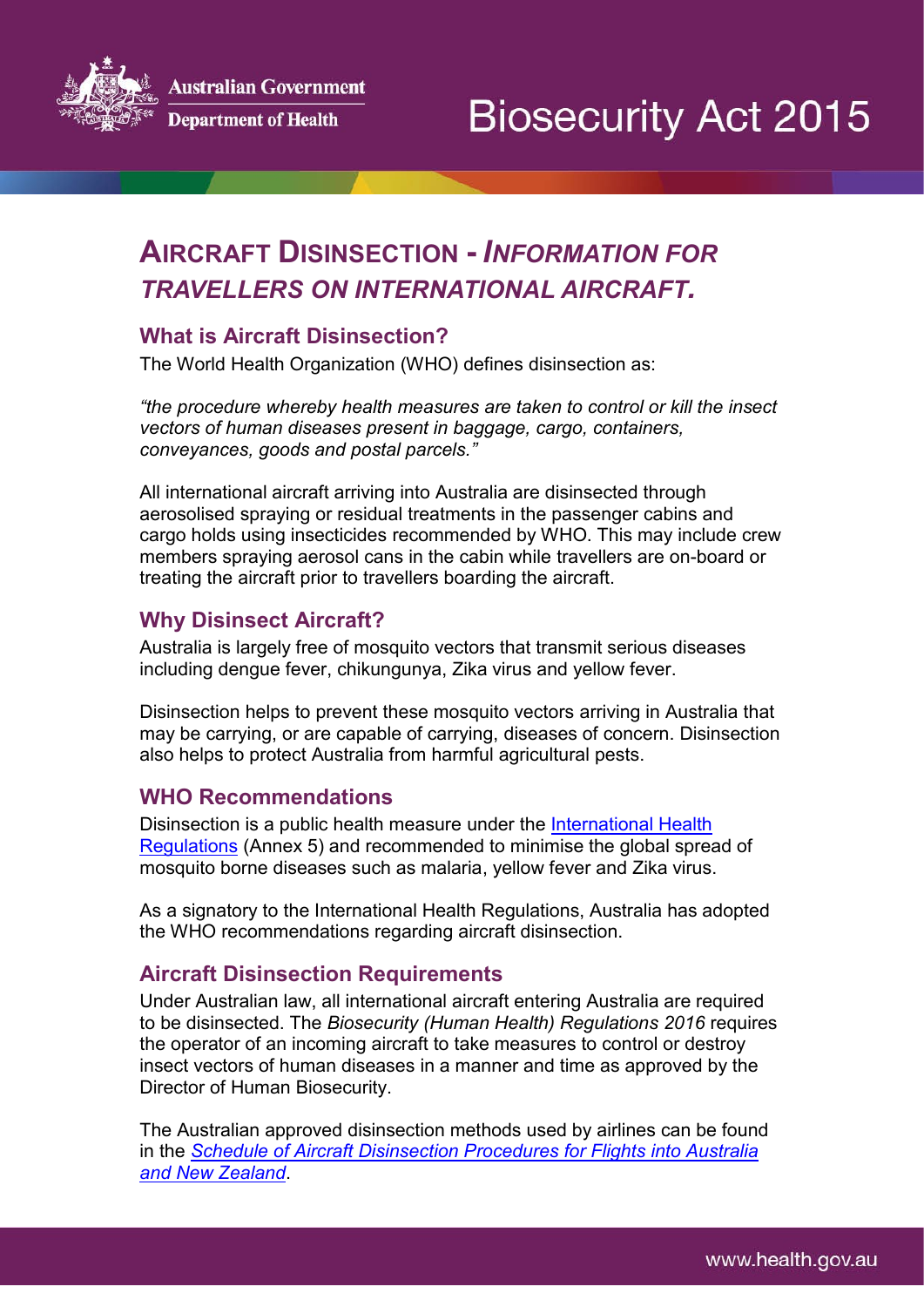Australian Government

Department of Health

# Biosecurity Act 2015

## AIRCRAFT DISINSECTION - *INFORMATION FOR TRAVELLERS ON INTERNATIONAL AIRCRAFT.*

### What is Aircraft Disinsection?

The World Health Organization (WHO) defines disinsection as:

*"the procedure whereby health measures are taken to control or kill the insect vectors of human diseases present in baggage, cargo, containers, conveyances, goods and postal parcels."*

All international aircraft arriving into Australia are disinsected through aerosolised spraying or residual treatments in the passenger cabins and cargo holds using insecticides recommended by WHO. This may include crew members spraying aerosol cans in the cabin while travellers are on-board or treating the aircraft prior to travellers boarding the aircraft.

### Why Disinsect Aircraft?

Australia is largely free of mosquito vectors that transmit serious diseases including dengue fever, chikungunya, Zika virus and yellow fever.

Disinsection helps to prevent these mosquito vectors arriving in Australia that may be carrying, or are capable of carrying, diseases of concern. Disinsection also helps to protect Australia from harmful agricultural pests.

### WHO Recommendations

Disinsection is a public health measure under the International Health Regulations (Annex 5) and recommended to minimise the global spread of mosquito borne diseases such as malaria, yellow fever and Zika virus.

As a signatory to the International Health Regulations, Australia has adopted the WHO recommendations regarding aircraft disinsection.

### Aircraft Disinsection Requirements

Under Australian law, all international aircraft entering Australia are required to be disinsected. The *Biosecurity (Human Health) Regulations 2016* requires the operator of an incoming aircraft to take measures to control or destroy insect vectors of human diseases in a manner and time as approved by the Director of Human Biosecurity.

The Australian approved disinsection methods used by airlines can be found in the *Schedule of Aircraft Disinsection Procedures for Flights into Australia and New Zealand*.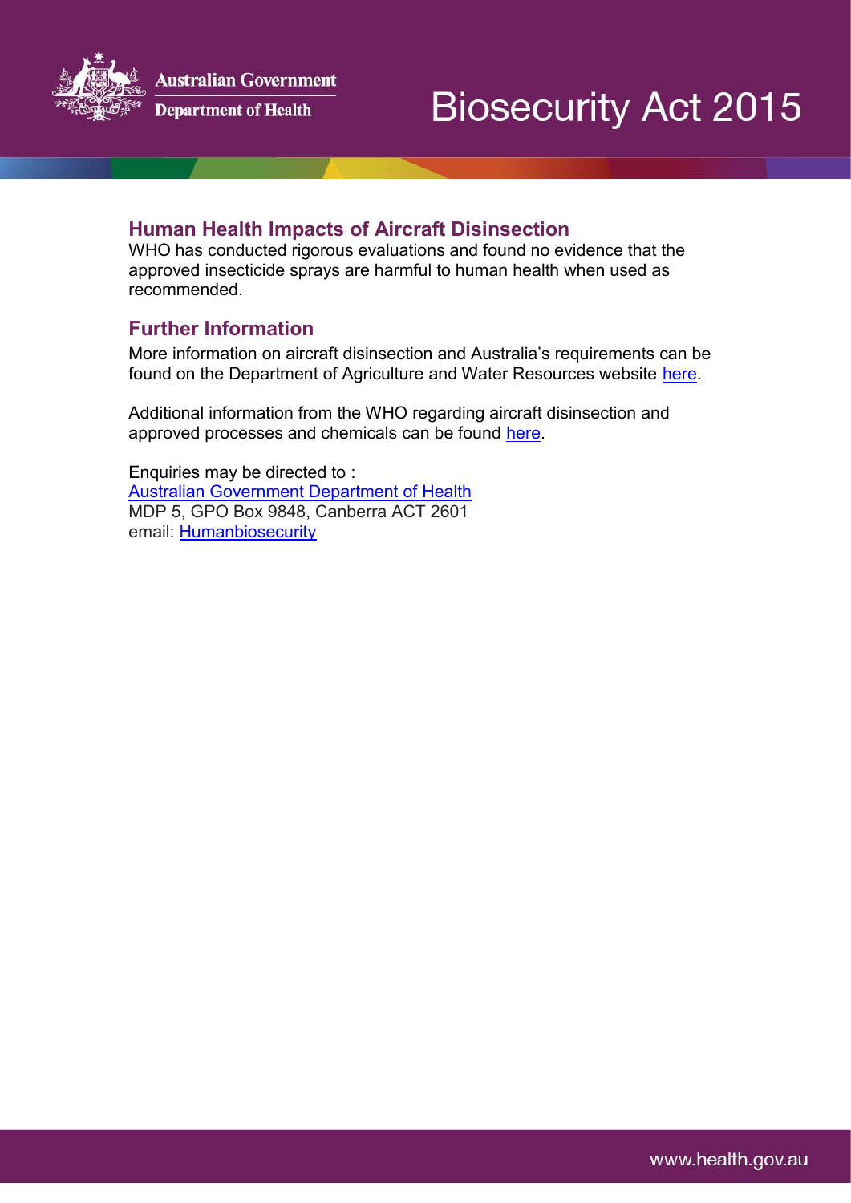## Human Health Impacts of Aircraft Disinsection

WHO has conducted rigorous evaluations and found no evidence that the approved insecticide sprays are harmful to human health when used as recommended.

## Further Information

More information on aircraft disinsection and Australia's requirements can be found on the Department of Agriculture and Water Resources website here.

Additional information from the WHO regarding aircraft disinsection and approved processes and chemicals can be found here.

Enquiries may be directed to :
Australian Government Department of Health
MDP 5, GPO Box 9848, Canberra ACT 2601
email: Humanbiosecurity